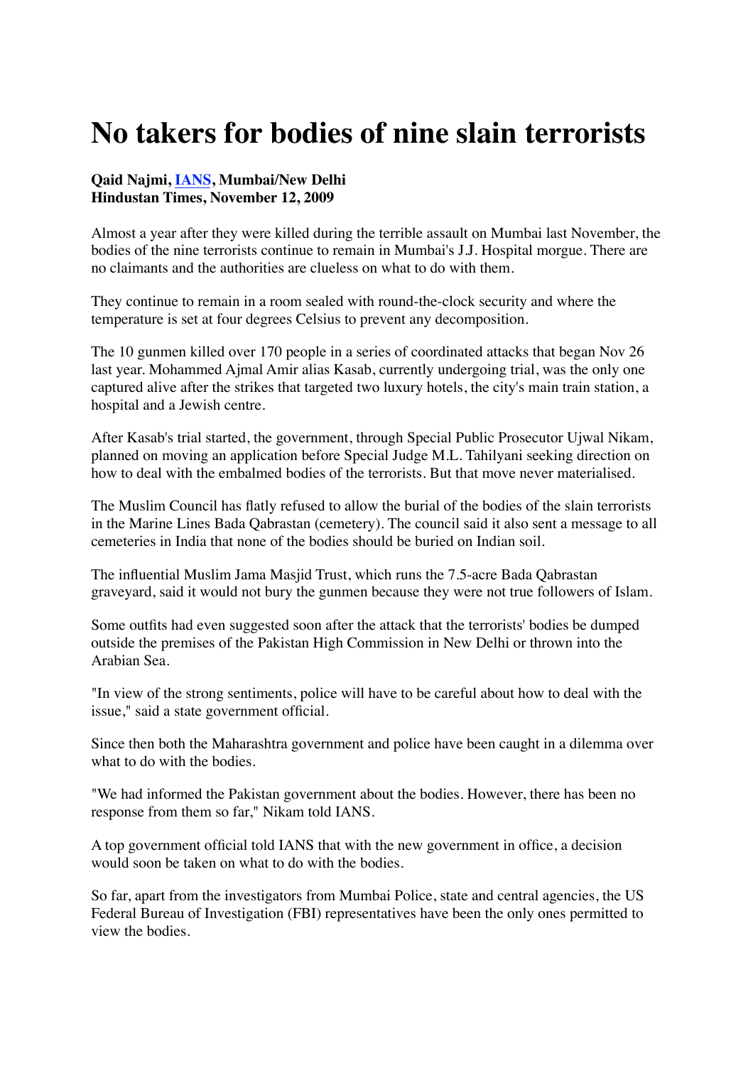# No takers for bodies of nine slain terrorists

**Qaid Najmi, IANS, Mumbai/New Delhi**
**Hindustan Times, November 12, 2009**

Almost a year after they were killed during the terrible assault on Mumbai last November, the bodies of the nine terrorists continue to remain in Mumbai's J.J. Hospital morgue. There are no claimants and the authorities are clueless on what to do with them.

They continue to remain in a room sealed with round-the-clock security and where the temperature is set at four degrees Celsius to prevent any decomposition.

The 10 gunmen killed over 170 people in a series of coordinated attacks that began Nov 26 last year. Mohammed Ajmal Amir alias Kasab, currently undergoing trial, was the only one captured alive after the strikes that targeted two luxury hotels, the city's main train station, a hospital and a Jewish centre.

After Kasab's trial started, the government, through Special Public Prosecutor Ujwal Nikam, planned on moving an application before Special Judge M.L. Tahilyani seeking direction on how to deal with the embalmed bodies of the terrorists. But that move never materialised.

The Muslim Council has flatly refused to allow the burial of the bodies of the slain terrorists in the Marine Lines Bada Qabrastan (cemetery). The council said it also sent a message to all cemeteries in India that none of the bodies should be buried on Indian soil.

The influential Muslim Jama Masjid Trust, which runs the 7.5-acre Bada Qabrastan graveyard, said it would not bury the gunmen because they were not true followers of Islam.

Some outfits had even suggested soon after the attack that the terrorists' bodies be dumped outside the premises of the Pakistan High Commission in New Delhi or thrown into the Arabian Sea.

"In view of the strong sentiments, police will have to be careful about how to deal with the issue," said a state government official.

Since then both the Maharashtra government and police have been caught in a dilemma over what to do with the bodies.

"We had informed the Pakistan government about the bodies. However, there has been no response from them so far," Nikam told IANS.

A top government official told IANS that with the new government in office, a decision would soon be taken on what to do with the bodies.

So far, apart from the investigators from Mumbai Police, state and central agencies, the US Federal Bureau of Investigation (FBI) representatives have been the only ones permitted to view the bodies.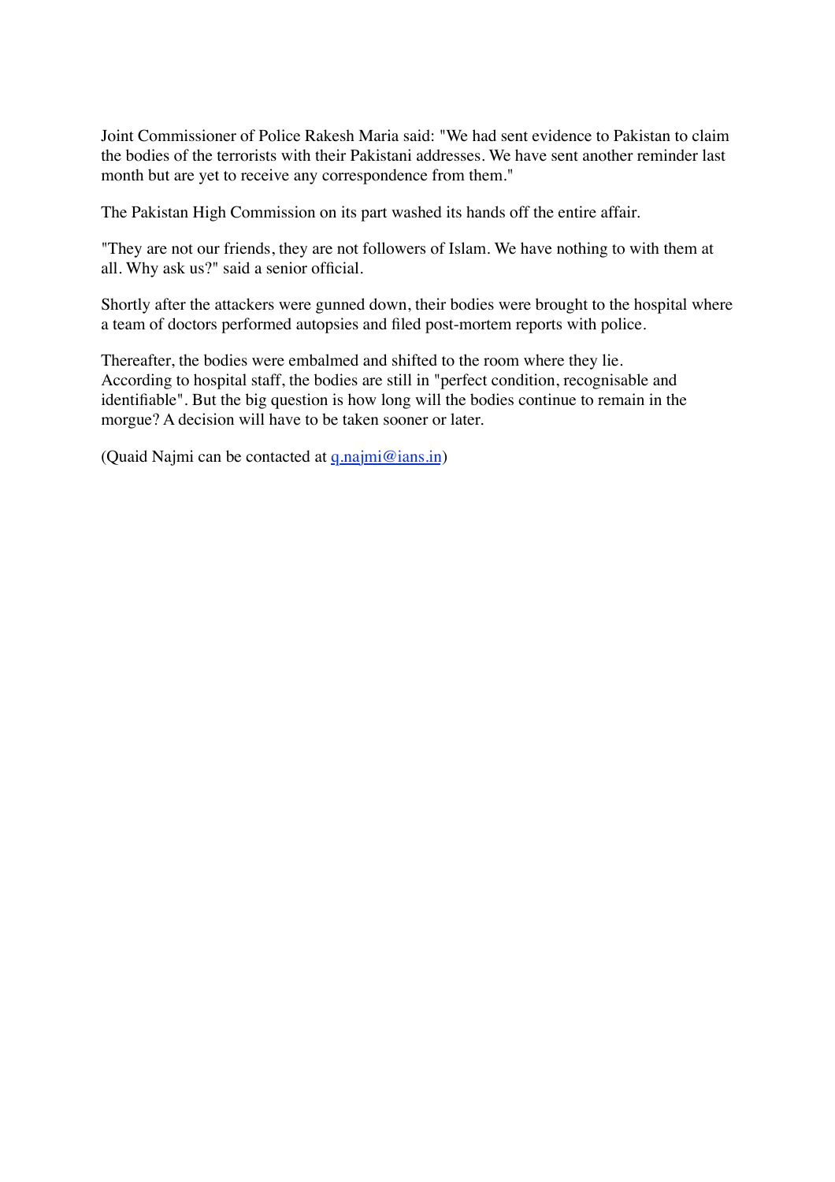Joint Commissioner of Police Rakesh Maria said: "We had sent evidence to Pakistan to claim the bodies of the terrorists with their Pakistani addresses. We have sent another reminder last month but are yet to receive any correspondence from them."

The Pakistan High Commission on its part washed its hands off the entire affair.

"They are not our friends, they are not followers of Islam. We have nothing to with them at all. Why ask us?" said a senior official.

Shortly after the attackers were gunned down, their bodies were brought to the hospital where a team of doctors performed autopsies and filed post-mortem reports with police.

Thereafter, the bodies were embalmed and shifted to the room where they lie.
According to hospital staff, the bodies are still in "perfect condition, recognisable and identifiable". But the big question is how long will the bodies continue to remain in the morgue? A decision will have to be taken sooner or later.

(Quaid Najmi can be contacted at [q.najmi@ians.in](mailto:q.najmi@ians.in))